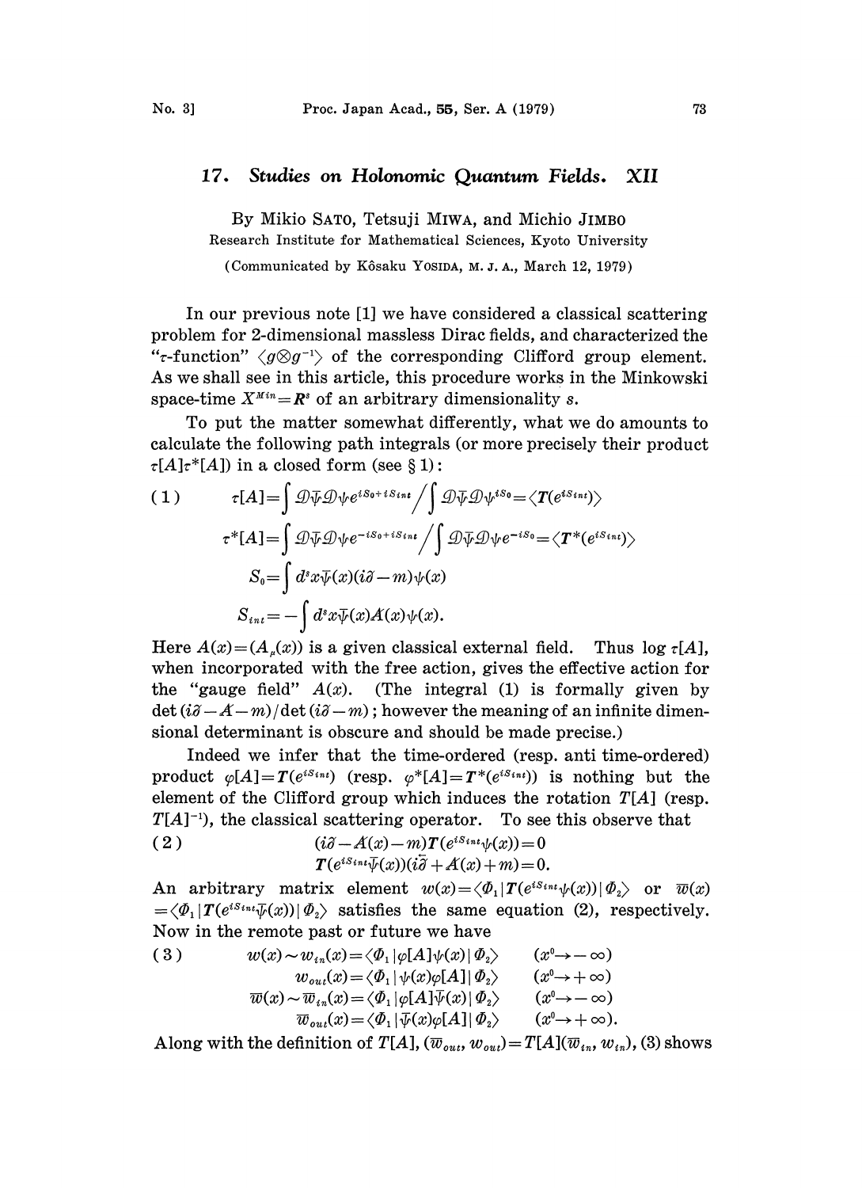# 17. *Studies on Holonomic Quantum Fields. XII*

By Mikio SATO, Tetsuji MIWA, and Michio JIMBO

Research Institute for Mathematical Sciences, Kyoto University

(Communicated by Kôsaku YOSIDA, M. J. A., March 12, 1979)

In our previous note [1] we have considered a classical scattering problem for 2-dimensional massless Dirac fields, and characterized the "$\tau$-function" $\langle g\otimes g^{-1}\rangle$ of the corresponding Clifford group element. As we shall see in this article, this procedure works in the Minkowski space-time $X^{Min}=\boldsymbol{R}^s$ of an arbitrary dimensionality $s$.

To put the matter somewhat differently, what we do amounts to calculate the following path integrals (or more precisely their product $\tau[A]\tau^*[A]$) in a closed form (see § 1):

$$
\begin{aligned}
(1)\qquad \tau[A]&=\int \mathcal{D}\bar{\psi}\mathcal{D}\psi e^{iS_0+iS_{int}}\Big/\int \mathcal{D}\bar{\psi}\mathcal{D}\psi e^{iS_0}=\langle \boldsymbol{T}(e^{iS_{int}})\rangle\\
\tau^*[A]&=\int \mathcal{D}\bar{\psi}\mathcal{D}\psi e^{-iS_0+iS_{int}}\Big/\int \mathcal{D}\bar{\psi}\mathcal{D}\psi e^{-iS_0}=\langle \boldsymbol{T}^*(e^{iS_{int}})\rangle\\
S_0&=\int d^sx\bar{\psi}(x)(i\partial\!\!\!/-m)\psi(x)\\
S_{int}&=-\int d^sx\bar{\psi}(x)A\!\!\!/(x)\psi(x).
\end{aligned}
$$

Here $A(x)=(A_\mu(x))$ is a given classical external field. Thus $\log\tau[A]$, when incorporated with the free action, gives the effective action for the "gauge field" $A(x)$. (The integral (1) is formally given by $\det(i\partial\!\!\!/-A\!\!\!/-m)/\det(i\partial\!\!\!/-m)$; however the meaning of an infinite dimensional determinant is obscure and should be made precise.)

Indeed we infer that the time-ordered (resp. anti time-ordered) product $\varphi[A]=\boldsymbol{T}(e^{iS_{int}})$ (resp. $\varphi^*[A]=\boldsymbol{T}^*(e^{iS_{int}})$) is nothing but the element of the Clifford group which induces the rotation $T[A]$ (resp. $T[A]^{-1}$), the classical scattering operator. To see this observe that

$$
\begin{aligned}
(2)\qquad &(i\partial\!\!\!/-A\!\!\!/(x)-m)\boldsymbol{T}(e^{iS_{int}}\psi(x))=0\\
&\boldsymbol{T}(e^{iS_{int}}\bar{\psi}(x))(i\overleftarrow{\partial\!\!\!/}+A\!\!\!/(x)+m)=0.
\end{aligned}
$$

An arbitrary matrix element $w(x)=\langle\Phi_1|\boldsymbol{T}(e^{iS_{int}}\psi(x))|\Phi_2\rangle$ or $\bar{w}(x)=\langle\Phi_1|\boldsymbol{T}(e^{iS_{int}}\bar{\psi}(x))|\Phi_2\rangle$ satisfies the same equation (2), respectively. Now in the remote past or future we have

$$
\begin{aligned}
(3)\qquad w(x)\sim w_{in}(x)&=\langle\Phi_1|\varphi[A]\psi(x)|\Phi_2\rangle \qquad (x^0\to-\infty)\\
w_{out}(x)&=\langle\Phi_1|\psi(x)\varphi[A]|\Phi_2\rangle \qquad (x^0\to+\infty)\\
\bar{w}(x)\sim\bar{w}_{in}(x)&=\langle\Phi_1|\varphi[A]\bar{\psi}(x)|\Phi_2\rangle \qquad (x^0\to-\infty)\\
\bar{w}_{out}(x)&=\langle\Phi_1|\bar{\psi}(x)\varphi[A]|\Phi_2\rangle \qquad (x^0\to+\infty).
\end{aligned}
$$

Along with the definition of $T[A]$, $(\bar{w}_{out},w_{out})=T[A](\bar{w}_{in},w_{in})$, (3) shows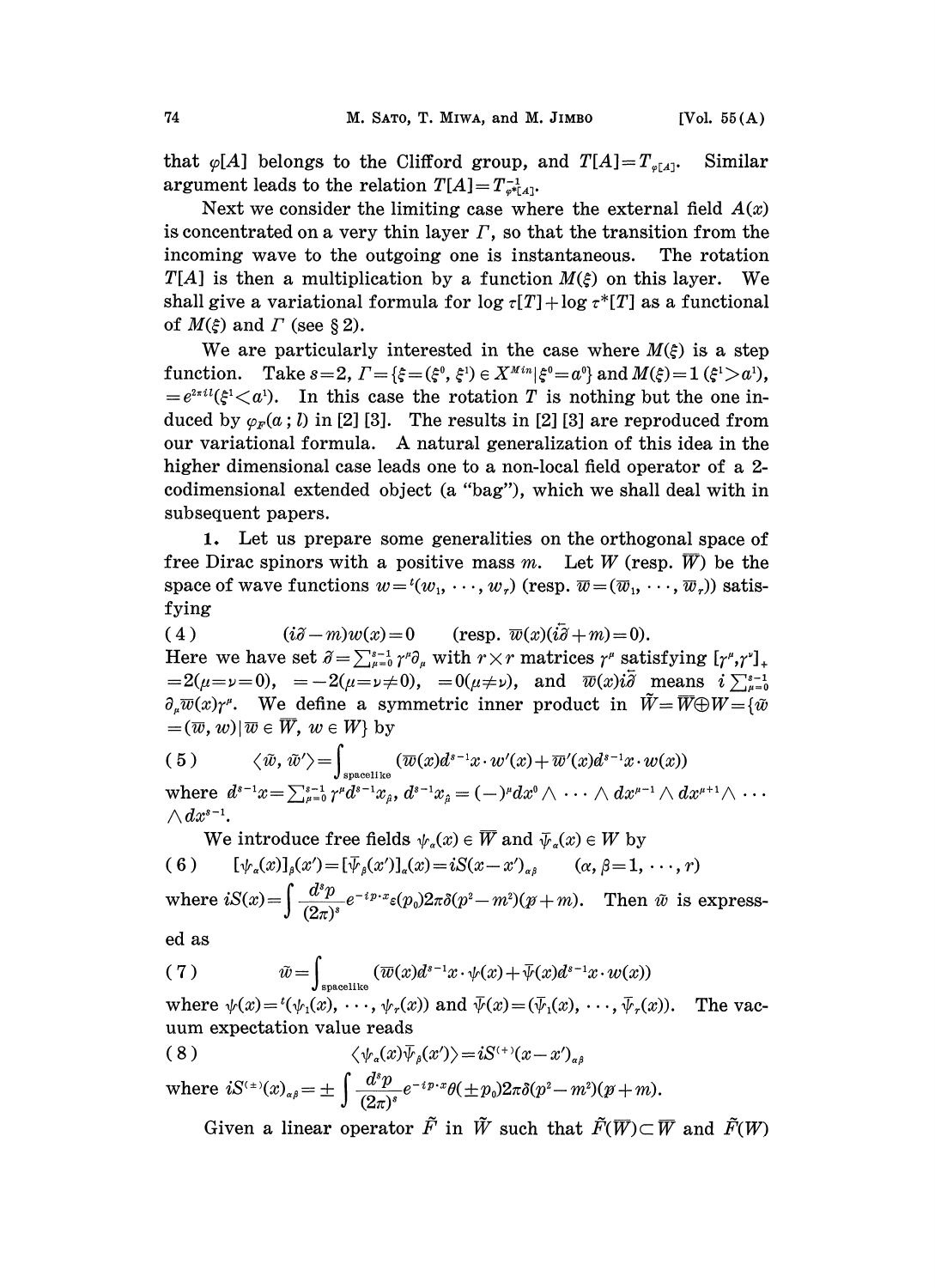that $\varphi[A]$ belongs to the Clifford group, and $T[A]=T_{\varphi[A]}$. Similar argument leads to the relation $T[A]=T^{-1}_{\varphi^*[A]}$.

Next we consider the limiting case where the external field $A(x)$ is concentrated on a very thin layer $\Gamma$, so that the transition from the incoming wave to the outgoing one is instantaneous. The rotation $T[A]$ is then a multiplication by a function $M(\xi)$ on this layer. We shall give a variational formula for $\log \tau[T]+\log \tau^*[T]$ as a functional of $M(\xi)$ and $\Gamma$ (see § 2).

We are particularly interested in the case where $M(\xi)$ is a step function. Take $s=2$, $\Gamma=\{\xi=(\xi^0,\xi^1)\in X^{Min}|\xi^0=a^0\}$ and $M(\xi)=1$ $(\xi^1>a^1)$, $=e^{2\pi i l}(\xi^1<a^1)$. In this case the rotation $T$ is nothing but the one induced by $\varphi_F(a\,;l)$ in [2] [3]. The results in [2] [3] are reproduced from our variational formula. A natural generalization of this idea in the higher dimensional case leads one to a non-local field operator of a 2-codimensional extended object (a "bag"), which we shall deal with in subsequent papers.

**1.** Let us prepare some generalities on the orthogonal space of free Dirac spinors with a positive mass $m$. Let $W$ (resp. $\overline{W}$) be the space of wave functions $w={}^t(w_1,\cdots,w_r)$ (resp. $\overline{w}=(\overline{w}_1,\cdots,\overline{w}_r)$) satisfying

$$(4)\qquad (i\partial\!\!\!/-m)w(x)=0 \qquad (\text{resp. } \overline{w}(x)(i\overleftarrow{\partial\!\!\!/}+m)=0).$$

Here we have set $\partial\!\!\!/=\sum_{\mu=0}^{s-1}\gamma^\mu\partial_\mu$ with $r\times r$ matrices $\gamma^\mu$ satisfying $[\gamma^\mu,\gamma^\nu]_+=2(\mu=\nu=0)$, $=-2(\mu=\nu\neq 0)$, $=0(\mu\neq\nu)$, and $\overline{w}(x)i\overleftarrow{\partial\!\!\!/}$ means $i\sum_{\mu=0}^{s-1}\partial_\mu\overline{w}(x)\gamma^\mu$. We define a symmetric inner product in $\tilde{W}=\overline{W}\oplus W=\{\tilde{w}=(\overline{w},w)|\overline{w}\in\overline{W},\,w\in W\}$ by

$$(5)\qquad \langle\tilde{w},\tilde{w}'\rangle=\int_{\text{spacelike}}(\overline{w}(x)d\!\!\!/^{s-1}x\cdot w'(x)+\overline{w}'(x)d\!\!\!/^{s-1}x\cdot w(x))$$

where $d\!\!\!/^{s-1}x=\sum_{\mu=0}^{s-1}\gamma^\mu d^{s-1}x_{\hat{\mu}}$, $d^{s-1}x_{\hat{\mu}}=(-)^\mu dx^0\wedge\cdots\wedge dx^{\mu-1}\wedge dx^{\mu+1}\wedge\cdots\wedge dx^{s-1}$.

We introduce free fields $\psi_\alpha(x)\in\overline{W}$ and $\bar{\psi}_\alpha(x)\in W$ by

$$(6)\qquad [\psi_\alpha(x)]_\beta(x')=[\bar{\psi}_\beta(x')]_\alpha(x)=iS(x-x')_{\alpha\beta}\qquad(\alpha,\beta=1,\cdots,r)$$

where $iS(x)=\int\frac{d^sp}{(2\pi)^s}e^{-ip\cdot x}\epsilon(p_0)2\pi\delta(p^2-m^2)(p\!\!\!/+m)$. Then $\tilde{w}$ is expressed as

$$(7)\qquad \tilde{w}=\int_{\text{spacelike}}(\overline{w}(x)d\!\!\!/^{s-1}x\cdot\psi(x)+\bar{\psi}(x)d\!\!\!/^{s-1}x\cdot w(x))$$

where $\psi(x)={}^t(\psi_1(x),\cdots,\psi_r(x))$ and $\bar{\psi}(x)=(\bar{\psi}_1(x),\cdots,\bar{\psi}_r(x))$. The vacuum expectation value reads

$$(8)\qquad \langle\psi_\alpha(x)\bar{\psi}_\beta(x')\rangle=iS^{(+)}(x-x')_{\alpha\beta}$$

where $iS^{(\pm)}(x)_{\alpha\beta}=\pm\int\frac{d^sp}{(2\pi)^s}e^{-ip\cdot x}\theta(\pm p_0)2\pi\delta(p^2-m^2)(p\!\!\!/+m)$.

Given a linear operator $\tilde{F}$ in $\tilde{W}$ such that $\tilde{F}(\overline{W})\subset\overline{W}$ and $\tilde{F}(W)$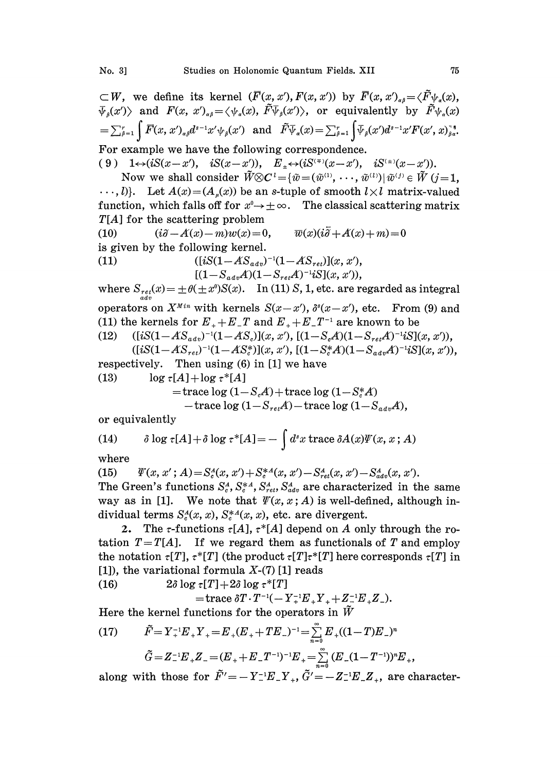$\subset W$, we define its kernel $(\bar{F}(x,x'), F(x,x'))$ by $\bar{F}(x,x')_{\alpha\beta}=\langle \tilde{F}\psi_\alpha(x), \bar{\psi}_\beta(x')\rangle$ and $F(x,x')_{\alpha\beta}=\langle \psi_\alpha(x), \tilde{F}\bar{\psi}_\beta(x')\rangle$, or equivalently by $\tilde{F}\psi_\alpha(x) =\sum_{\beta=1}^r \int \bar{F}(x,x')_{\alpha\beta} d^{s-1}x' \psi_\beta(x')$ and $\tilde{F}\bar{\psi}_\alpha(x)=\sum_{\beta=1}^r \int \bar{\psi}_\beta(x') d^{s-1}x' F(x',x)_{\beta\alpha}$.

For example we have the following correspondence.

(9) $1 \leftrightarrow (iS(x-x'),\ \ iS(x-x'))$, $\ E_\pm \leftrightarrow (iS^{(\mp)}(x-x'),\ \ iS^{(\pm)}(x-x'))$.

Now we shall consider $\tilde{W}\otimes C^l=\{\tilde{w}=(\tilde{w}^{(1)},\cdots,\tilde{w}^{(l)}) \mid \tilde{w}^{(j)}\in \tilde{W}\ (j=1,\cdots,l)\}$. Let $A(x)=(A_\mu(x))$ be an $s$-tuple of smooth $l\times l$ matrix-valued function, which falls off for $x^0\to\pm\infty$. The classical scattering matrix $T[A]$ for the scattering problem

$$(10)\qquad (i\partial\!\!\!/-A\!\!\!/(x)-m)w(x)=0, \qquad \bar{w}(x)(i\overleftarrow{\partial\!\!\!/}+A\!\!\!/(x)+m)=0$$

is given by the following kernel.

$$(11)\qquad ([iS(1-A\!\!\!/S_{adv})^{-1}(1-A\!\!\!/S_{ret})](x,x'),\ [(1-S_{adv}A\!\!\!/)(1-S_{ret}A\!\!\!/)^{-1}iS](x,x')),$$

where $S_{\substack{ret\\adv}}(x)=\pm\theta(\pm x^0)S(x)$. In (11) $S$, 1, etc. are regarded as integral operators on $X^{Min}$ with kernels $S(x-x')$, $\delta^s(x-x')$, etc. From (9) and (11) the kernels for $E_+ + E_- T$ and $E_+ + E_- T^{-1}$ are known to be

$$(12)\qquad \begin{aligned}&([iS(1-A\!\!\!/S_{adv})^{-1}(1-A\!\!\!/S_c)](x,x'),\ [(1-S_cA\!\!\!/)(1-S_{ret}A\!\!\!/)^{-1}iS](x,x')),\\ &([iS(1-A\!\!\!/S_{ret})^{-1}(1-A\!\!\!/S_c^*)](x,x'),\ [(1-S_c^*A\!\!\!/)(1-S_{adv}A\!\!\!/)^{-1}iS](x,x')),\end{aligned}$$

respectively. Then using (6) in [1] we have

$$(13)\qquad \begin{aligned}\log\tau[A]+\log\tau^*[A] &=\operatorname{trace}\log(1-S_cA\!\!\!/)+\operatorname{trace}\log(1-S_c^*A\!\!\!/)\\ &\quad-\operatorname{trace}\log(1-S_{ret}A\!\!\!/)-\operatorname{trace}\log(1-S_{adv}A\!\!\!/),\end{aligned}$$

or equivalently

$$(14)\qquad \delta\log\tau[A]+\delta\log\tau^*[A]=-\int d^sx\ \operatorname{trace}\delta A\!\!\!/(x)\Psi(x,x;A)$$

where

$$(15)\qquad \Psi(x,x';A)=S_c^A(x,x')+S_c^{*A}(x,x')-S_{ret}^A(x,x')-S_{adv}^A(x,x').$$

The Green's functions $S_c^A$, $S_c^{*A}$, $S_{ret}^A$, $S_{adv}^A$ are characterized in the same way as in [1]. We note that $\Psi(x,x;A)$ is well-defined, although individual terms $S_c^A(x,x)$, $S_c^{*A}(x,x)$, etc. are divergent.

**2.** The $\tau$-functions $\tau[A]$, $\tau^*[A]$ depend on $A$ only through the rotation $T=T[A]$. If we regard them as functionals of $T$ and employ the notation $\tau[T]$, $\tau^*[T]$ (the product $\tau[T]\tau^*[T]$ here corresponds $\tau[T]$ in [1]), the variational formula X-(7) [1] reads

$$(16)\qquad \begin{aligned}&2\delta\log\tau[T]+2\delta\log\tau^*[T]\\ &\quad=\operatorname{trace}\delta T\cdot T^{-1}(-Y_+^{-1}E_+Y_+ + Z_-^{-1}E_+Z_-).\end{aligned}$$

Here the kernel functions for the operators in $\tilde{W}$

$$(17)\qquad \begin{aligned}\tilde{F}&=Y_+^{-1}E_+Y_+=E_+(E_++TE_-)^{-1}=\sum_{n=0}^{\infty}E_+((1-T)E_-)^n\\ \tilde{G}&=Z_-^{-1}E_+Z_-=(E_++E_-T^{-1})^{-1}E_+=\sum_{n=0}^{\infty}(E_-(1-T^{-1}))^nE_+,\end{aligned}$$

along with those for $\tilde{F}'=-Y_-^{-1}E_-Y_+$, $\tilde{G}'=-Z_-^{-1}E_-Z_+$, are character-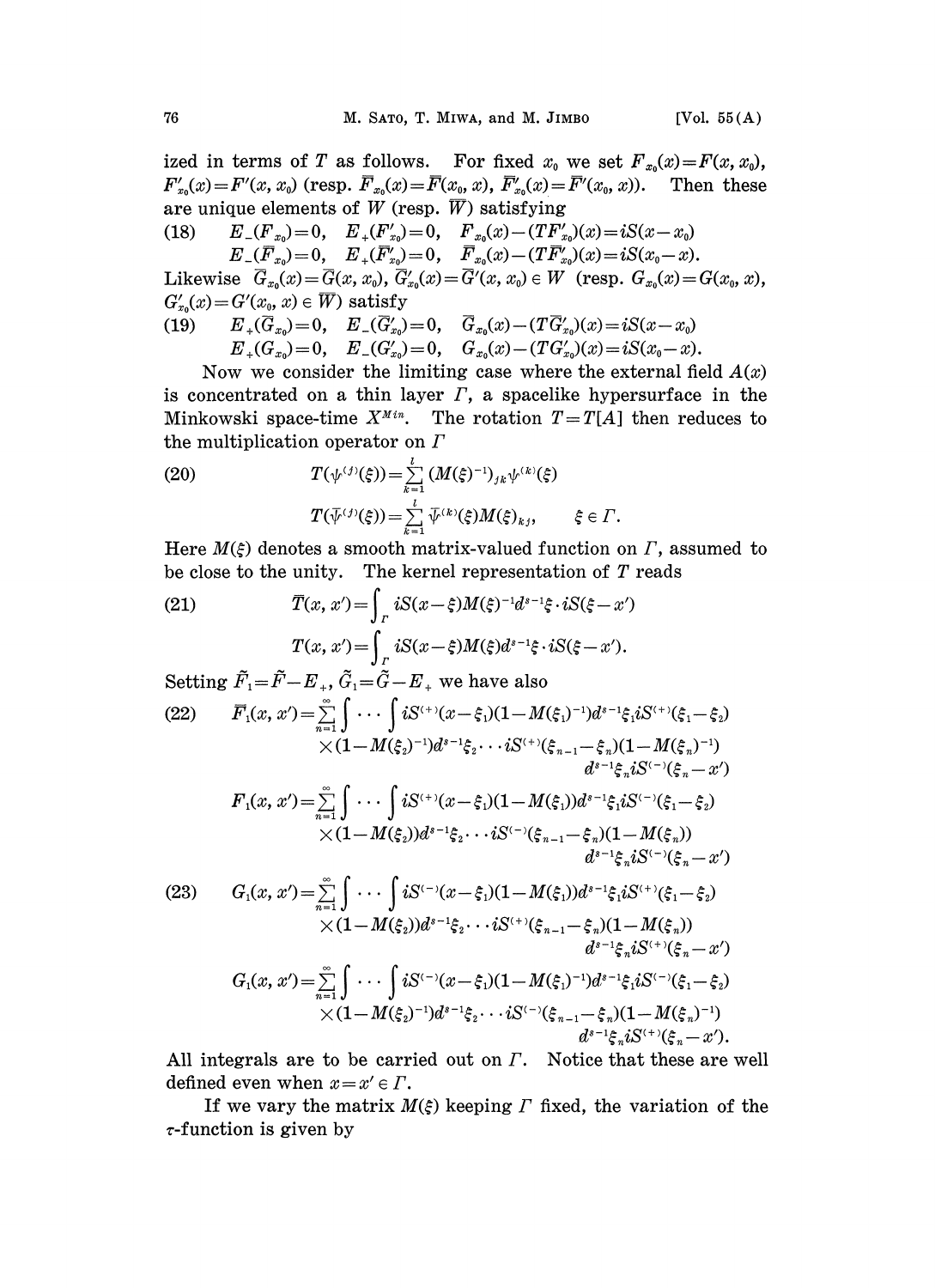ized in terms of $T$ as follows. For fixed $x_0$ we set $F_{x_0}(x)=F(x, x_0)$, $F'_{x_0}(x)=F'(x, x_0)$ (resp. $\bar{F}_{x_0}(x)=\bar{F}(x_0, x)$, $\bar{F}'_{x_0}(x)=\bar{F}'(x_0, x)$). Then these are unique elements of $W$ (resp. $\bar{W}$) satisfying

$$
\begin{aligned}
(18)\qquad & E_-(F_{x_0})=0, \quad E_+(F'_{x_0})=0, \quad F_{x_0}(x)-(TF'_{x_0})(x)=iS(x-x_0) \\
& E_-(\bar{F}_{x_0})=0, \quad E_+(\bar{F}'_{x_0})=0, \quad \bar{F}_{x_0}(x)-(T\bar{F}'_{x_0})(x)=iS(x_0-x).
\end{aligned}
$$

Likewise $\bar{G}_{x_0}(x)=\bar{G}(x, x_0)$, $\bar{G}'_{x_0}(x)=\bar{G}'(x, x_0) \in W$ (resp. $G_{x_0}(x)=G(x_0, x)$, $G'_{x_0}(x)=G'(x_0, x) \in \bar{W}$) satisfy

$$
\begin{aligned}
(19)\qquad & E_+(\bar{G}_{x_0})=0, \quad E_-(\bar{G}'_{x_0})=0, \quad \bar{G}_{x_0}(x)-(T\bar{G}'_{x_0})(x)=iS(x-x_0) \\
& E_+(G_{x_0})=0, \quad E_-(G'_{x_0})=0, \quad G_{x_0}(x)-(TG'_{x_0})(x)=iS(x_0-x).
\end{aligned}
$$

Now we consider the limiting case where the external field $A(x)$ is concentrated on a thin layer $\Gamma$, a spacelike hypersurface in the Minkowski space-time $X^{Min}$. The rotation $T=T[A]$ then reduces to the multiplication operator on $\Gamma$

$$
\begin{aligned}
(20)\qquad & T(\psi^{(j)}(\xi))=\sum_{k=1}^{l}(M(\xi)^{-1})_{jk}\psi^{(k)}(\xi) \\
& T(\bar{\psi}^{(j)}(\xi))=\sum_{k=1}^{l}\bar{\psi}^{(k)}(\xi)M(\xi)_{kj}, \qquad \xi\in\Gamma.
\end{aligned}
$$

Here $M(\xi)$ denotes a smooth matrix-valued function on $\Gamma$, assumed to be close to the unity. The kernel representation of $T$ reads

$$
\begin{aligned}
(21)\qquad & \bar{T}(x, x')=\int_\Gamma iS(x-\xi)M(\xi)^{-1}d^{s-1}\xi\cdot iS(\xi-x') \\
& T(x, x')=\int_\Gamma iS(x-\xi)M(\xi)d^{s-1}\xi\cdot iS(\xi-x').
\end{aligned}
$$

Setting $\tilde{F}_1=\tilde{F}-E_+$, $\tilde{G}_1=\tilde{G}-E_+$ we have also

$$
\begin{aligned}
(22)\qquad \bar{F}_1(x, x')=\sum_{n=1}^{\infty}\int\cdots\int & iS^{(+)}(x-\xi_1)(1-M(\xi_1)^{-1})d^{s-1}\xi_1 iS^{(+)}(\xi_1-\xi_2) \\
& \times(1-M(\xi_2)^{-1})d^{s-1}\xi_2\cdots iS^{(+)}(\xi_{n-1}-\xi_n)(1-M(\xi_n)^{-1}) \\
& d^{s-1}\xi_n iS^{(-)}(\xi_n-x') \\
F_1(x, x')=\sum_{n=1}^{\infty}\int\cdots\int & iS^{(+)}(x-\xi_1)(1-M(\xi_1))d^{s-1}\xi_1 iS^{(-)}(\xi_1-\xi_2) \\
& \times(1-M(\xi_2))d^{s-1}\xi_2\cdots iS^{(-)}(\xi_{n-1}-\xi_n)(1-M(\xi_n)) \\
& d^{s-1}\xi_n iS^{(-)}(\xi_n-x')
\end{aligned}
$$

$$
\begin{aligned}
(23)\qquad G_1(x, x')=\sum_{n=1}^{\infty}\int\cdots\int & iS^{(-)}(x-\xi_1)(1-M(\xi_1))d^{s-1}\xi_1 iS^{(+)}(\xi_1-\xi_2) \\
& \times(1-M(\xi_2))d^{s-1}\xi_2\cdots iS^{(+)}(\xi_{n-1}-\xi_n)(1-M(\xi_n)) \\
& d^{s-1}\xi_n iS^{(+)}(\xi_n-x') \\
G_1(x, x')=\sum_{n=1}^{\infty}\int\cdots\int & iS^{(-)}(x-\xi_1)(1-M(\xi_1)^{-1})d^{s-1}\xi_1 iS^{(-)}(\xi_1-\xi_2) \\
& \times(1-M(\xi_2)^{-1})d^{s-1}\xi_2\cdots iS^{(-)}(\xi_{n-1}-\xi_n)(1-M(\xi_n)^{-1}) \\
& d^{s-1}\xi_n iS^{(+)}(\xi_n-x').
\end{aligned}
$$

All integrals are to be carried out on $\Gamma$. Notice that these are well defined even when $x=x'\in\Gamma$.

If we vary the matrix $M(\xi)$ keeping $\Gamma$ fixed, the variation of the $\tau$-function is given by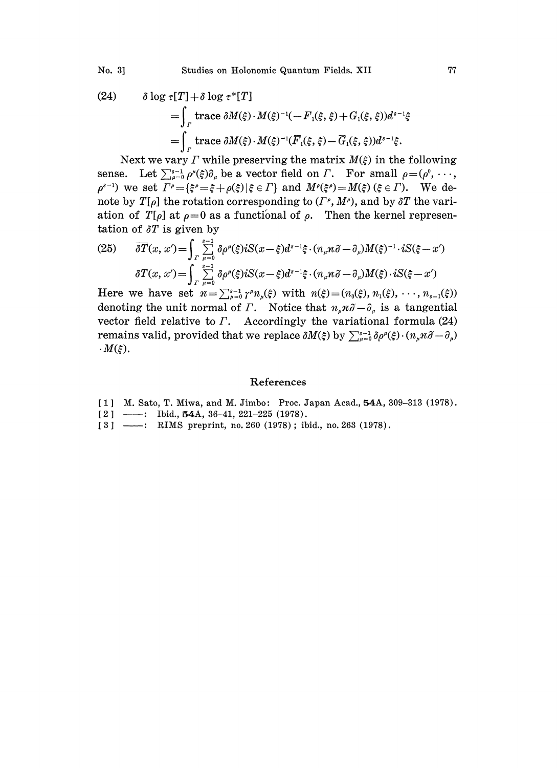$$
\begin{aligned}
(24)\qquad & \delta \log \tau[T]+\delta \log \tau^*[T] \\
&=\int_{\Gamma} \operatorname{trace} \delta M(\xi)\cdot M(\xi)^{-1}(-F_1(\xi,\xi)+G_1(\xi,\xi))d^{s-1}\xi \\
&=\int_{\Gamma} \operatorname{trace} \delta M(\xi)\cdot M(\xi)^{-1}(\bar{F}_1(\xi,\xi)-\bar{G}_1(\xi,\xi))d^{s-1}\xi.
\end{aligned}
$$

Next we vary $\Gamma$ while preserving the matrix $M(\xi)$ in the following sense. Let $\sum_{\mu=0}^{s-1}\rho^{\mu}(\xi)\partial_{\mu}$ be a vector field on $\Gamma$. For small $\rho=(\rho^0,\cdots,\rho^{s-1})$ we set $\Gamma^{\rho}=\{\xi^{\rho}=\xi+\rho(\xi)\,|\,\xi\in\Gamma\}$ and $M^{\rho}(\xi^{\rho})=M(\xi)$ $(\xi\in\Gamma)$. We denote by $T[\rho]$ the rotation corresponding to $(\Gamma^{\rho}, M^{\rho})$, and by $\delta T$ the variation of $T[\rho]$ at $\rho=0$ as a functional of $\rho$. Then the kernel representation of $\delta T$ is given by

$$
\begin{aligned}
(25)\qquad \overline{\delta T}(x,x')&=\int_{\Gamma}\sum_{\mu=0}^{s-1}\delta\rho^{\mu}(\xi)iS(x-\xi)d^{s-1}\xi\cdot(n_{\mu}\not{n}\not{\partial}-\partial_{\mu})M(\xi)^{-1}\cdot iS(\xi-x') \\
\delta T(x,x')&=\int_{\Gamma}\sum_{\mu=0}^{s-1}\delta\rho^{\mu}(\xi)iS(x-\xi)d^{s-1}\xi\cdot(n_{\mu}\not{n}\not{\partial}-\partial_{\mu})M(\xi)\cdot iS(\xi-x')
\end{aligned}
$$

Here we have set $\not{n}=\sum_{\mu=0}^{s-1}\gamma^{\mu}n_{\mu}(\xi)$ with $n(\xi)=(n_0(\xi),n_1(\xi),\cdots,n_{s-1}(\xi))$ denoting the unit normal of $\Gamma$. Notice that $n_{\mu}\not{n}\not{\partial}-\partial_{\mu}$ is a tangential vector field relative to $\Gamma$. Accordingly the variational formula (24) remains valid, provided that we replace $\delta M(\xi)$ by $\sum_{\mu=0}^{s-1}\delta\rho^{\mu}(\xi)\cdot(n_{\mu}\not{n}\not{\partial}-\partial_{\mu})\cdot M(\xi)$.

## References

[1] M. Sato, T. Miwa, and M. Jimbo: Proc. Japan Acad., **54A**, 309–313 (1978).

[2] ——: Ibid., **54A**, 36–41, 221–225 (1978).

[3] ——: RIMS preprint, no. 260 (1978); ibid., no. 263 (1978).